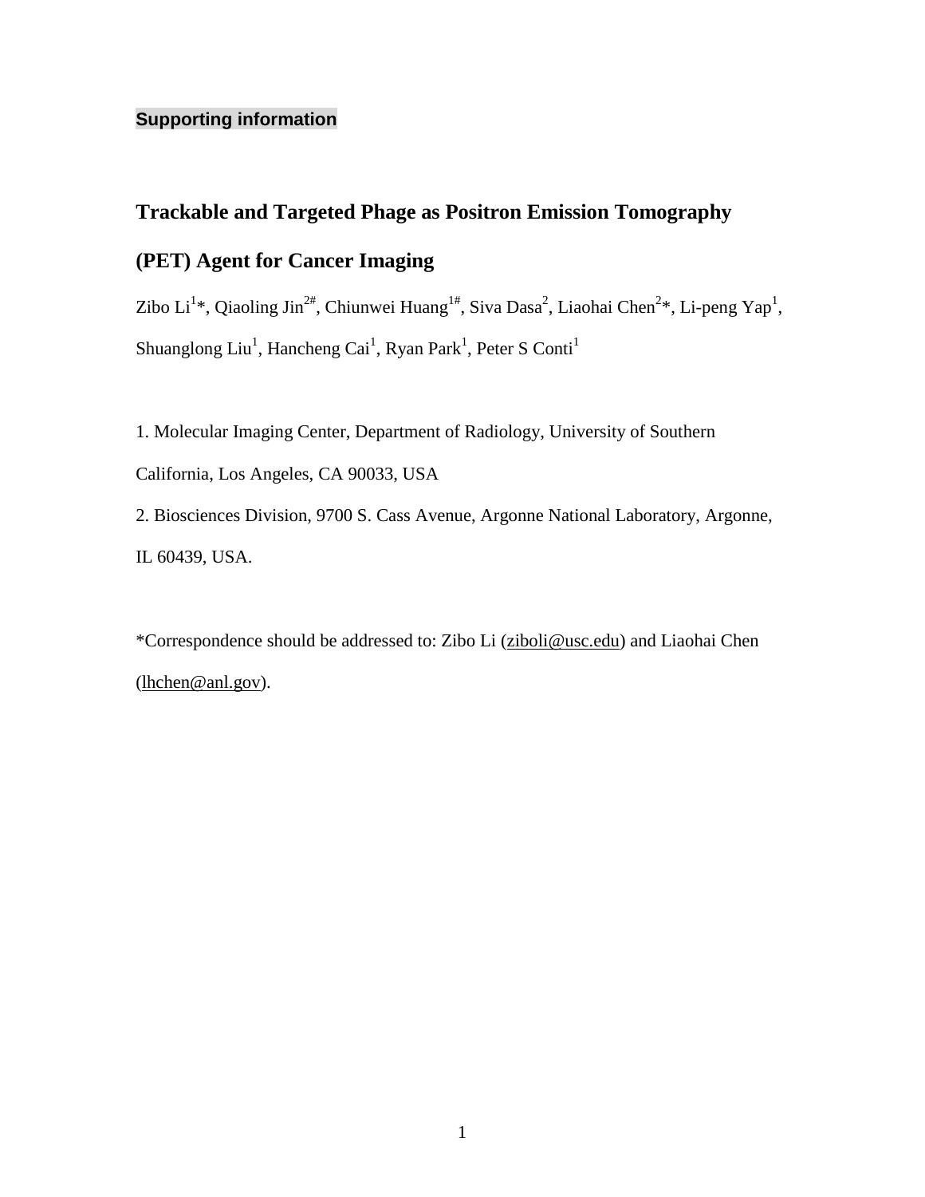**Supporting information**

# Trackable and Targeted Phage as Positron Emission Tomography (PET) Agent for Cancer Imaging

Zibo Li[1]*, Qiaoling Jin[2#], Chiunwei Huang[1#], Siva Dasa[2], Liaohai Chen[2]*, Li-peng Yap[1], Shuanglong Liu[1], Hancheng Cai[1], Ryan Park[1], Peter S Conti[1]

1. Molecular Imaging Center, Department of Radiology, University of Southern California, Los Angeles, CA 90033, USA
2. Biosciences Division, 9700 S. Cass Avenue, Argonne National Laboratory, Argonne, IL 60439, USA.

*Correspondence should be addressed to: Zibo Li (ziboli@usc.edu) and Liaohai Chen (lhchen@anl.gov).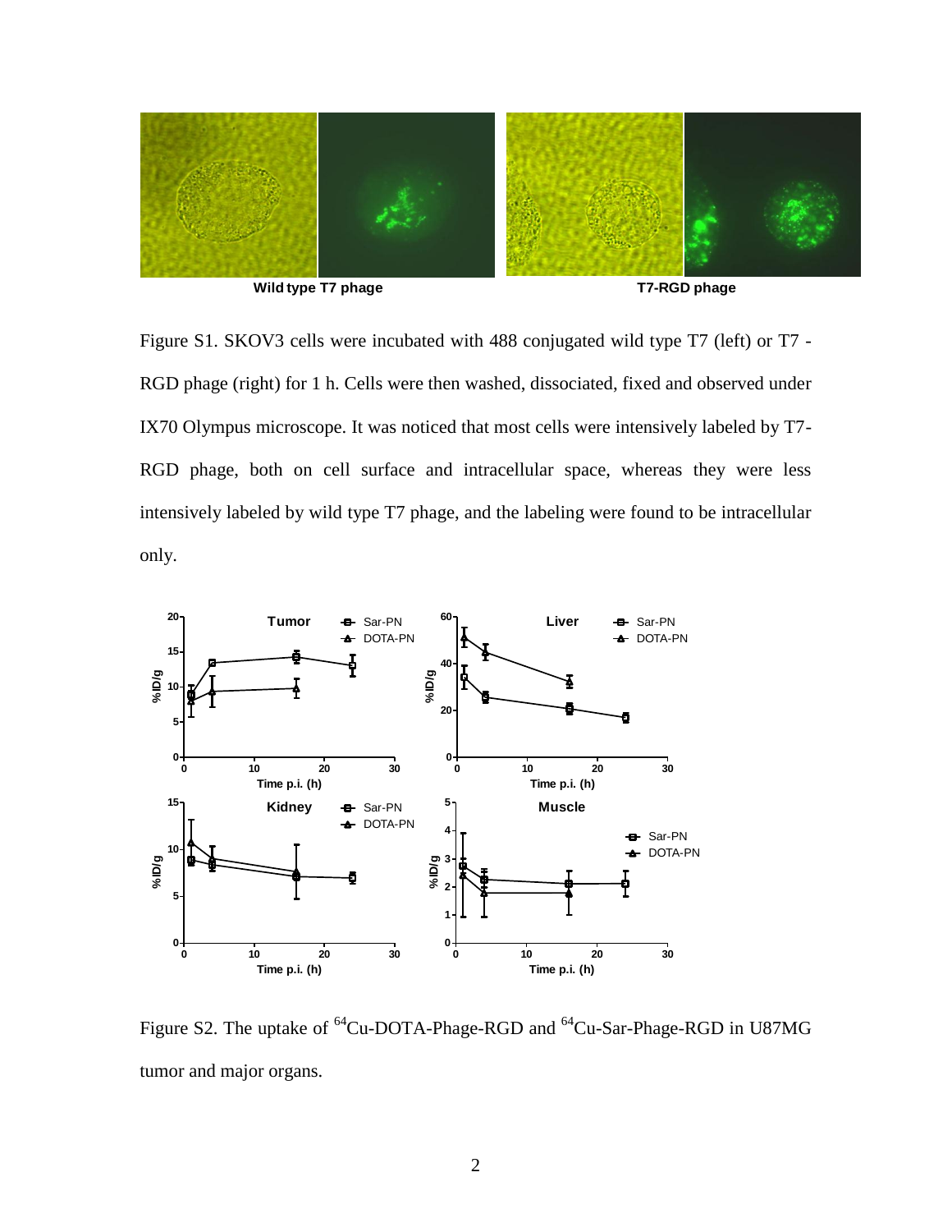Wild type T7 phage

T7-RGD phage

Figure S1. SKOV3 cells were incubated with 488 conjugated wild type T7 (left) or T7 - RGD phage (right) for 1 h. Cells were then washed, dissociated, fixed and observed under IX70 Olympus microscope. It was noticed that most cells were intensively labeled by T7-RGD phage, both on cell surface and intracellular space, whereas they were less intensively labeled by wild type T7 phage, and the labeling were found to be intracellular only.

Figure S2. The uptake of $^{64}$Cu-DOTA-Phage-RGD and $^{64}$Cu-Sar-Phage-RGD in U87MG tumor and major organs.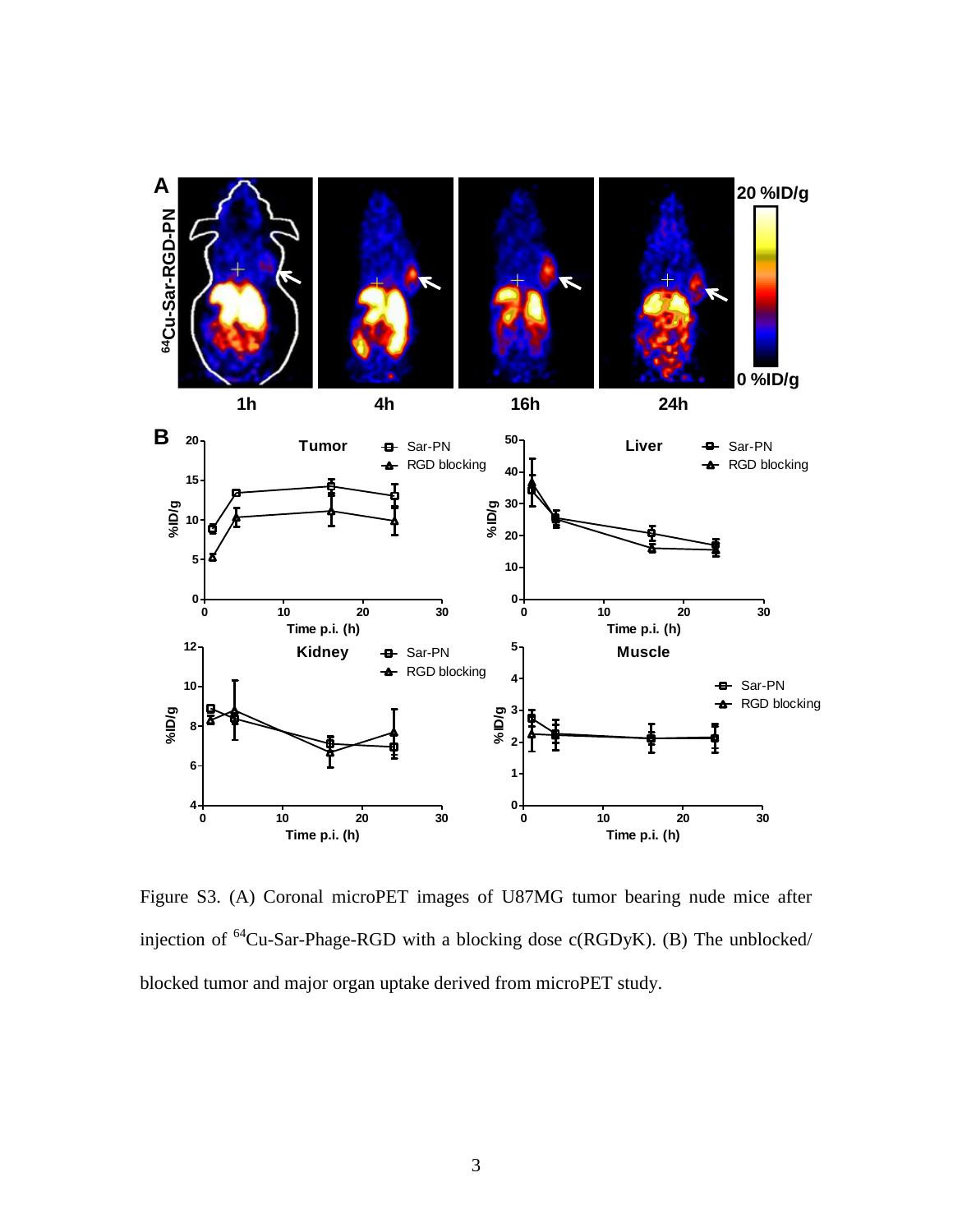A

$^{64}$Cu-Sar-RGD-PN

20 %ID/g

0 %ID/g

1h 4h 16h 24h

B

Tumor

Sar-PN

RGD blocking

%ID/g

Time p.i. (h)

Liver

Sar-PN

RGD blocking

%ID/g

Time p.i. (h)

Kidney

Sar-PN

RGD blocking

%ID/g

Time p.i. (h)

Muscle

Sar-PN

RGD blocking

%ID/g

Time p.i. (h)

Figure S3. (A) Coronal microPET images of U87MG tumor bearing nude mice after injection of $^{64}$Cu-Sar-Phage-RGD with a blocking dose c(RGDyK). (B) The unblocked/ blocked tumor and major organ uptake derived from microPET study.